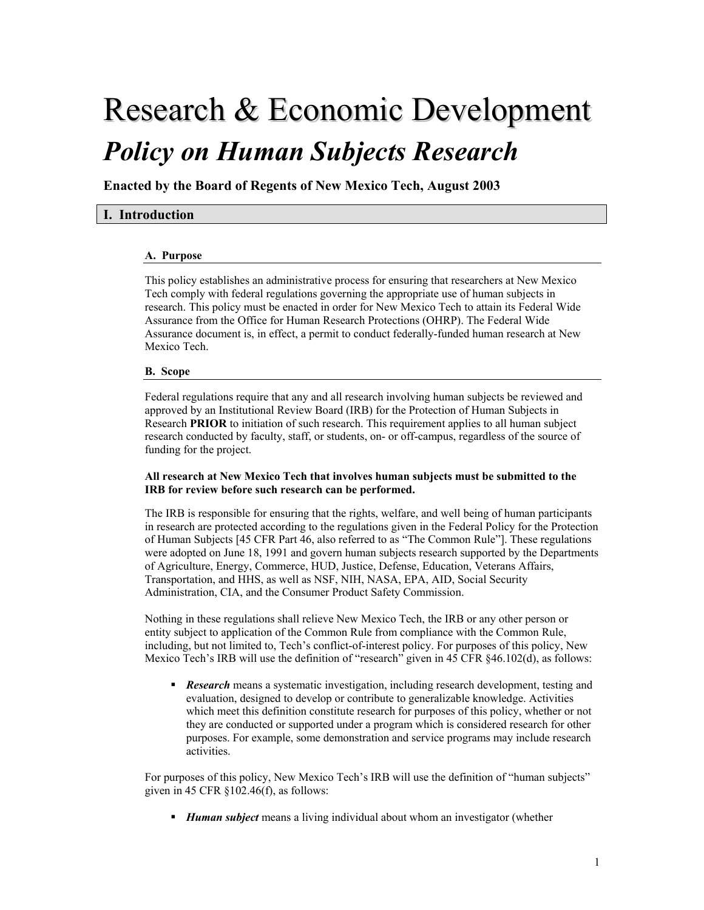# Research & Economic Development

## *Policy on Human Subjects Research*

**Enacted by the Board of Regents of New Mexico Tech, August 2003**

## I. Introduction

### A. Purpose

This policy establishes an administrative process for ensuring that researchers at New Mexico Tech comply with federal regulations governing the appropriate use of human subjects in research. This policy must be enacted in order for New Mexico Tech to attain its Federal Wide Assurance from the Office for Human Research Protections (OHRP). The Federal Wide Assurance document is, in effect, a permit to conduct federally-funded human research at New Mexico Tech.

### B. Scope

Federal regulations require that any and all research involving human subjects be reviewed and approved by an Institutional Review Board (IRB) for the Protection of Human Subjects in Research **PRIOR** to initiation of such research. This requirement applies to all human subject research conducted by faculty, staff, or students, on- or off-campus, regardless of the source of funding for the project.

**All research at New Mexico Tech that involves human subjects must be submitted to the IRB for review before such research can be performed.**

The IRB is responsible for ensuring that the rights, welfare, and well being of human participants in research are protected according to the regulations given in the Federal Policy for the Protection of Human Subjects [45 CFR Part 46, also referred to as "The Common Rule"]. These regulations were adopted on June 18, 1991 and govern human subjects research supported by the Departments of Agriculture, Energy, Commerce, HUD, Justice, Defense, Education, Veterans Affairs, Transportation, and HHS, as well as NSF, NIH, NASA, EPA, AID, Social Security Administration, CIA, and the Consumer Product Safety Commission.

Nothing in these regulations shall relieve New Mexico Tech, the IRB or any other person or entity subject to application of the Common Rule from compliance with the Common Rule, including, but not limited to, Tech's conflict-of-interest policy. For purposes of this policy, New Mexico Tech's IRB will use the definition of "research" given in 45 CFR §46.102(d), as follows:

- ***Research*** means a systematic investigation, including research development, testing and evaluation, designed to develop or contribute to generalizable knowledge. Activities which meet this definition constitute research for purposes of this policy, whether or not they are conducted or supported under a program which is considered research for other purposes. For example, some demonstration and service programs may include research activities.

For purposes of this policy, New Mexico Tech's IRB will use the definition of "human subjects" given in 45 CFR §102.46(f), as follows:

- ***Human subject*** means a living individual about whom an investigator (whether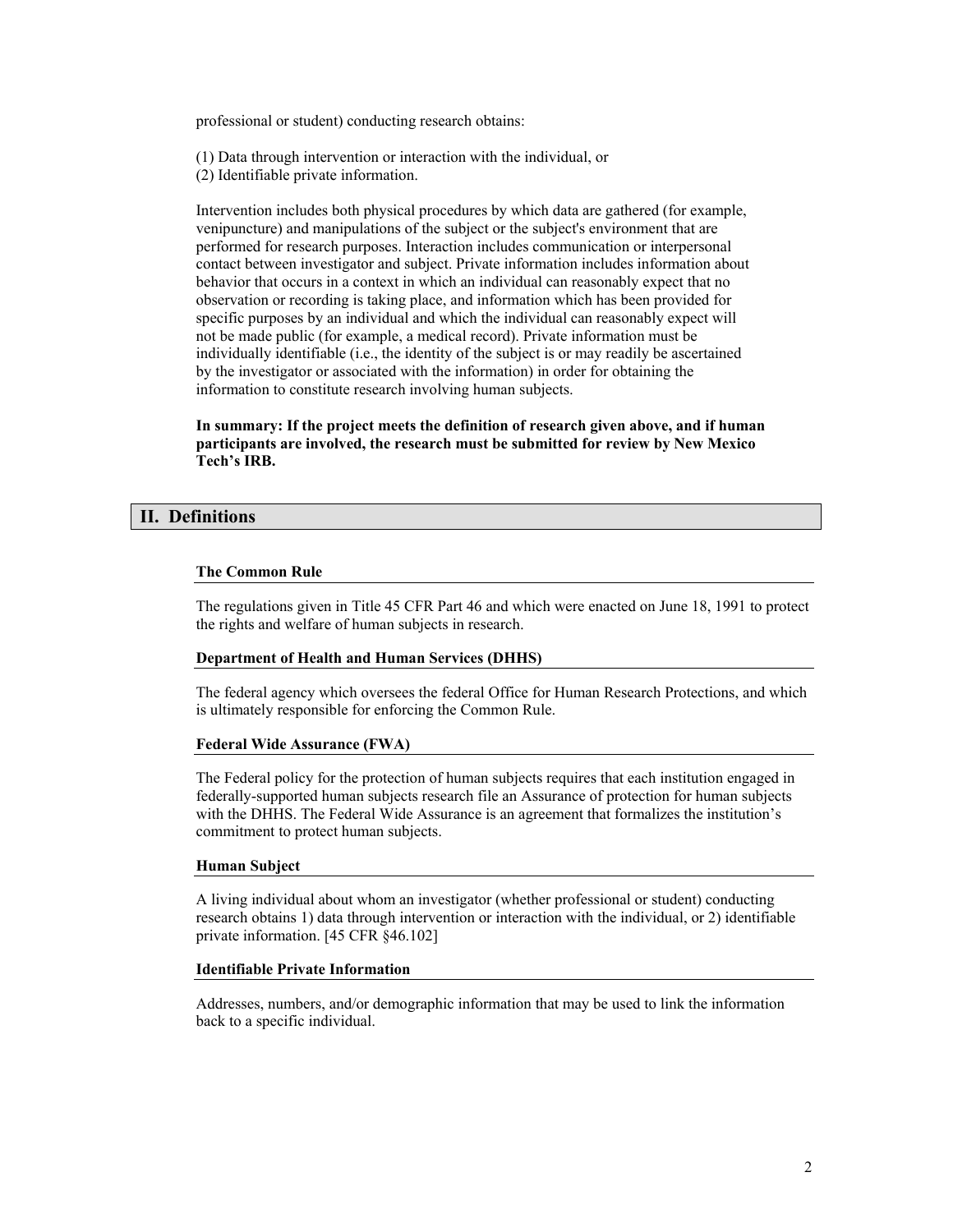professional or student) conducting research obtains:

(1) Data through intervention or interaction with the individual, or
(2) Identifiable private information.

Intervention includes both physical procedures by which data are gathered (for example, venipuncture) and manipulations of the subject or the subject's environment that are performed for research purposes. Interaction includes communication or interpersonal contact between investigator and subject. Private information includes information about behavior that occurs in a context in which an individual can reasonably expect that no observation or recording is taking place, and information which has been provided for specific purposes by an individual and which the individual can reasonably expect will not be made public (for example, a medical record). Private information must be individually identifiable (i.e., the identity of the subject is or may readily be ascertained by the investigator or associated with the information) in order for obtaining the information to constitute research involving human subjects.

**In summary: If the project meets the definition of research given above, and if human participants are involved, the research must be submitted for review by New Mexico Tech's IRB.**

## II. Definitions

### The Common Rule

The regulations given in Title 45 CFR Part 46 and which were enacted on June 18, 1991 to protect the rights and welfare of human subjects in research.

### Department of Health and Human Services (DHHS)

The federal agency which oversees the federal Office for Human Research Protections, and which is ultimately responsible for enforcing the Common Rule.

### Federal Wide Assurance (FWA)

The Federal policy for the protection of human subjects requires that each institution engaged in federally-supported human subjects research file an Assurance of protection for human subjects with the DHHS. The Federal Wide Assurance is an agreement that formalizes the institution's commitment to protect human subjects.

### Human Subject

A living individual about whom an investigator (whether professional or student) conducting research obtains 1) data through intervention or interaction with the individual, or 2) identifiable private information. [45 CFR §46.102]

### Identifiable Private Information

Addresses, numbers, and/or demographic information that may be used to link the information back to a specific individual.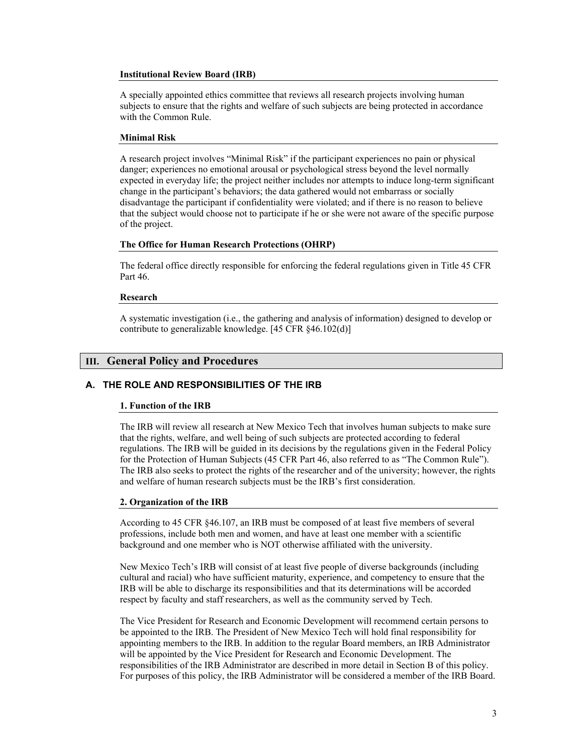**Institutional Review Board (IRB)**

A specially appointed ethics committee that reviews all research projects involving human subjects to ensure that the rights and welfare of such subjects are being protected in accordance with the Common Rule.

**Minimal Risk**

A research project involves "Minimal Risk" if the participant experiences no pain or physical danger; experiences no emotional arousal or psychological stress beyond the level normally expected in everyday life; the project neither includes nor attempts to induce long-term significant change in the participant's behaviors; the data gathered would not embarrass or socially disadvantage the participant if confidentiality were violated; and if there is no reason to believe that the subject would choose not to participate if he or she were not aware of the specific purpose of the project.

**The Office for Human Research Protections (OHRP)**

The federal office directly responsible for enforcing the federal regulations given in Title 45 CFR Part 46.

**Research**

A systematic investigation (i.e., the gathering and analysis of information) designed to develop or contribute to generalizable knowledge. [45 CFR §46.102(d)]

## III. General Policy and Procedures

### A. THE ROLE AND RESPONSIBILITIES OF THE IRB

#### 1. Function of the IRB

The IRB will review all research at New Mexico Tech that involves human subjects to make sure that the rights, welfare, and well being of such subjects are protected according to federal regulations. The IRB will be guided in its decisions by the regulations given in the Federal Policy for the Protection of Human Subjects (45 CFR Part 46, also referred to as "The Common Rule"). The IRB also seeks to protect the rights of the researcher and of the university; however, the rights and welfare of human research subjects must be the IRB's first consideration.

#### 2. Organization of the IRB

According to 45 CFR §46.107, an IRB must be composed of at least five members of several professions, include both men and women, and have at least one member with a scientific background and one member who is NOT otherwise affiliated with the university.

New Mexico Tech's IRB will consist of at least five people of diverse backgrounds (including cultural and racial) who have sufficient maturity, experience, and competency to ensure that the IRB will be able to discharge its responsibilities and that its determinations will be accorded respect by faculty and staff researchers, as well as the community served by Tech.

The Vice President for Research and Economic Development will recommend certain persons to be appointed to the IRB. The President of New Mexico Tech will hold final responsibility for appointing members to the IRB. In addition to the regular Board members, an IRB Administrator will be appointed by the Vice President for Research and Economic Development. The responsibilities of the IRB Administrator are described in more detail in Section B of this policy. For purposes of this policy, the IRB Administrator will be considered a member of the IRB Board.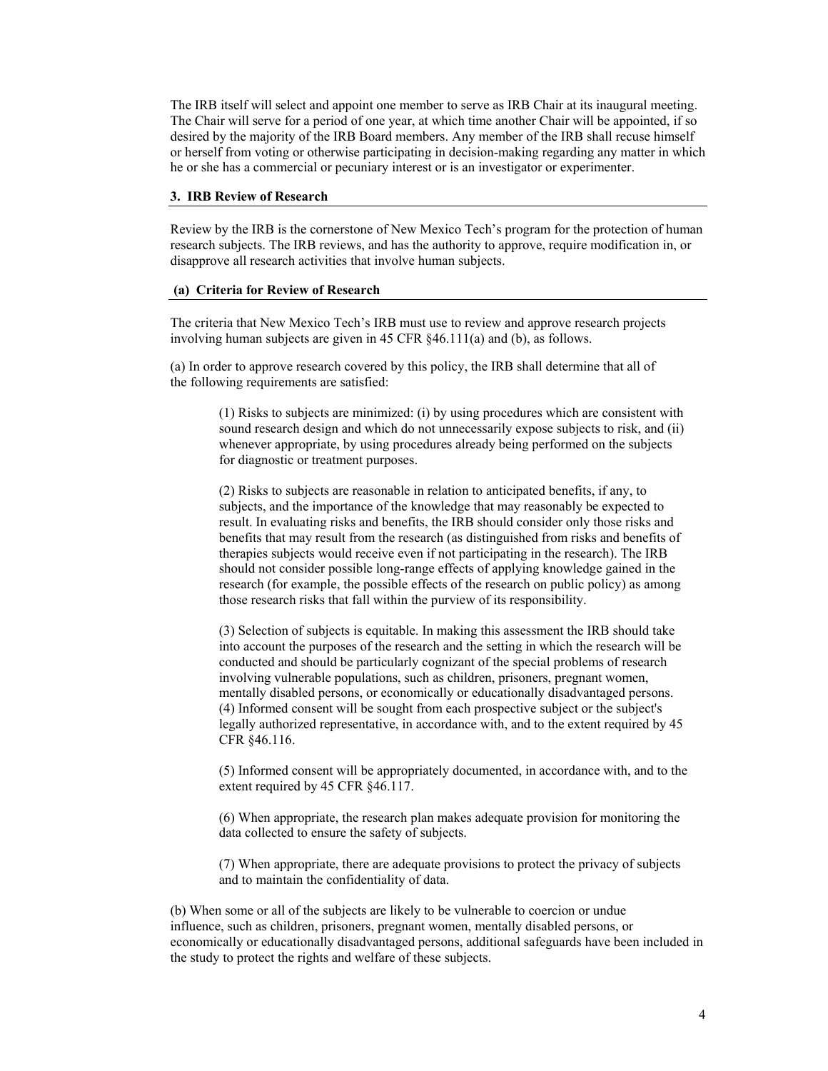The IRB itself will select and appoint one member to serve as IRB Chair at its inaugural meeting. The Chair will serve for a period of one year, at which time another Chair will be appointed, if so desired by the majority of the IRB Board members. Any member of the IRB shall recuse himself or herself from voting or otherwise participating in decision-making regarding any matter in which he or she has a commercial or pecuniary interest or is an investigator or experimenter.

### 3. IRB Review of Research

Review by the IRB is the cornerstone of New Mexico Tech's program for the protection of human research subjects. The IRB reviews, and has the authority to approve, require modification in, or disapprove all research activities that involve human subjects.

#### (a) Criteria for Review of Research

The criteria that New Mexico Tech's IRB must use to review and approve research projects involving human subjects are given in 45 CFR §46.111(a) and (b), as follows.

(a) In order to approve research covered by this policy, the IRB shall determine that all of the following requirements are satisfied:

> (1) Risks to subjects are minimized: (i) by using procedures which are consistent with sound research design and which do not unnecessarily expose subjects to risk, and (ii) whenever appropriate, by using procedures already being performed on the subjects for diagnostic or treatment purposes.
>
> (2) Risks to subjects are reasonable in relation to anticipated benefits, if any, to subjects, and the importance of the knowledge that may reasonably be expected to result. In evaluating risks and benefits, the IRB should consider only those risks and benefits that may result from the research (as distinguished from risks and benefits of therapies subjects would receive even if not participating in the research). The IRB should not consider possible long-range effects of applying knowledge gained in the research (for example, the possible effects of the research on public policy) as among those research risks that fall within the purview of its responsibility.
>
> (3) Selection of subjects is equitable. In making this assessment the IRB should take into account the purposes of the research and the setting in which the research will be conducted and should be particularly cognizant of the special problems of research involving vulnerable populations, such as children, prisoners, pregnant women, mentally disabled persons, or economically or educationally disadvantaged persons.
> (4) Informed consent will be sought from each prospective subject or the subject's legally authorized representative, in accordance with, and to the extent required by 45 CFR §46.116.
>
> (5) Informed consent will be appropriately documented, in accordance with, and to the extent required by 45 CFR §46.117.
>
> (6) When appropriate, the research plan makes adequate provision for monitoring the data collected to ensure the safety of subjects.
>
> (7) When appropriate, there are adequate provisions to protect the privacy of subjects and to maintain the confidentiality of data.

(b) When some or all of the subjects are likely to be vulnerable to coercion or undue influence, such as children, prisoners, pregnant women, mentally disabled persons, or economically or educationally disadvantaged persons, additional safeguards have been included in the study to protect the rights and welfare of these subjects.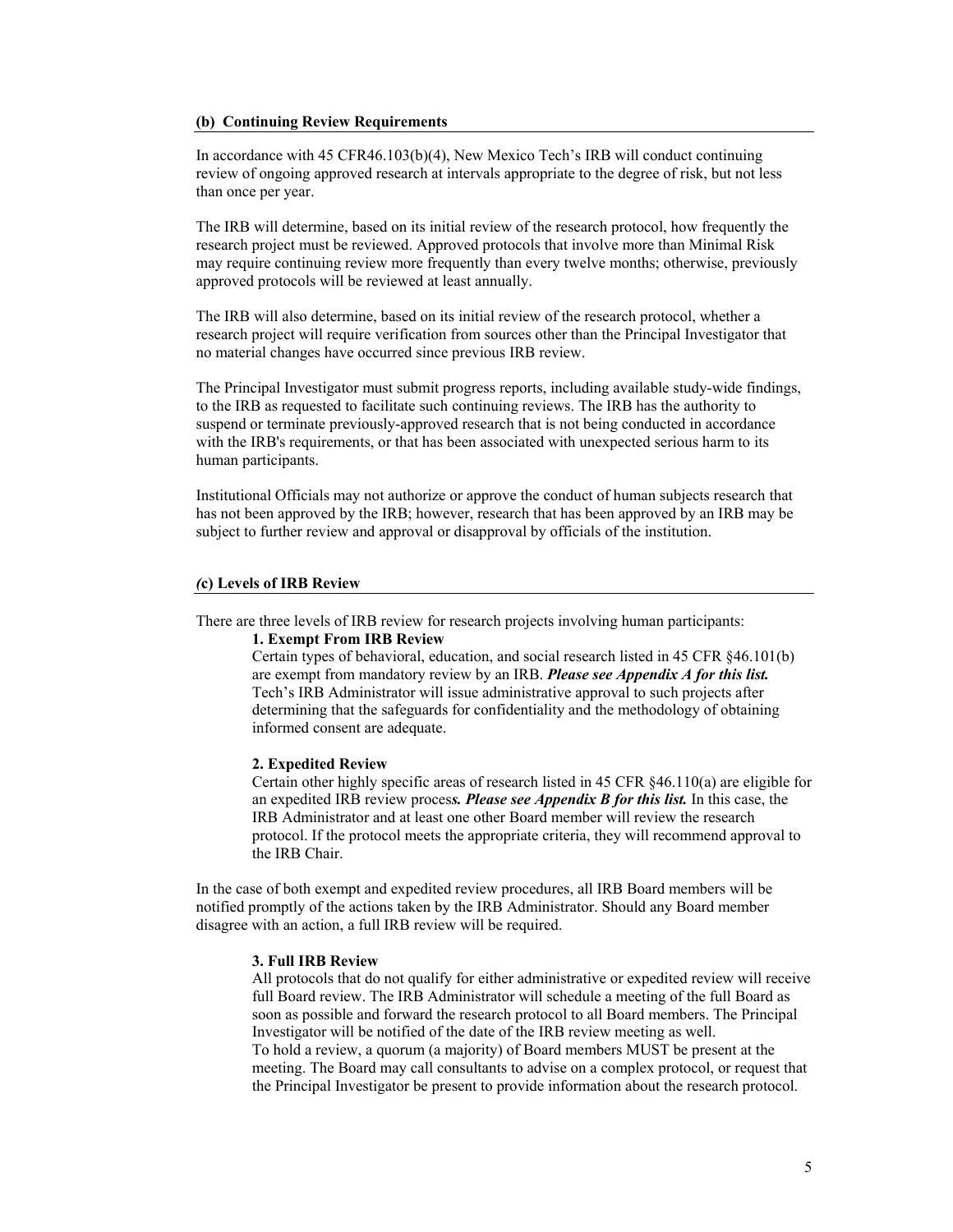#### (b) Continuing Review Requirements

In accordance with 45 CFR46.103(b)(4), New Mexico Tech's IRB will conduct continuing review of ongoing approved research at intervals appropriate to the degree of risk, but not less than once per year.

The IRB will determine, based on its initial review of the research protocol, how frequently the research project must be reviewed. Approved protocols that involve more than Minimal Risk may require continuing review more frequently than every twelve months; otherwise, previously approved protocols will be reviewed at least annually.

The IRB will also determine, based on its initial review of the research protocol, whether a research project will require verification from sources other than the Principal Investigator that no material changes have occurred since previous IRB review.

The Principal Investigator must submit progress reports, including available study-wide findings, to the IRB as requested to facilitate such continuing reviews. The IRB has the authority to suspend or terminate previously-approved research that is not being conducted in accordance with the IRB's requirements, or that has been associated with unexpected serious harm to its human participants.

Institutional Officials may not authorize or approve the conduct of human subjects research that has not been approved by the IRB; however, research that has been approved by an IRB may be subject to further review and approval or disapproval by officials of the institution.

#### (c) Levels of IRB Review

There are three levels of IRB review for research projects involving human participants:

**1. Exempt From IRB Review**

Certain types of behavioral, education, and social research listed in 45 CFR §46.101(b) are exempt from mandatory review by an IRB. ***Please see Appendix A for this list.*** Tech's IRB Administrator will issue administrative approval to such projects after determining that the safeguards for confidentiality and the methodology of obtaining informed consent are adequate.

**2. Expedited Review**

Certain other highly specific areas of research listed in 45 CFR §46.110(a) are eligible for an expedited IRB review process***. Please see Appendix B for this list.*** In this case, the IRB Administrator and at least one other Board member will review the research protocol. If the protocol meets the appropriate criteria, they will recommend approval to the IRB Chair.

In the case of both exempt and expedited review procedures, all IRB Board members will be notified promptly of the actions taken by the IRB Administrator. Should any Board member disagree with an action, a full IRB review will be required.

**3. Full IRB Review**

All protocols that do not qualify for either administrative or expedited review will receive full Board review. The IRB Administrator will schedule a meeting of the full Board as soon as possible and forward the research protocol to all Board members. The Principal Investigator will be notified of the date of the IRB review meeting as well.
To hold a review, a quorum (a majority) of Board members MUST be present at the meeting. The Board may call consultants to advise on a complex protocol, or request that the Principal Investigator be present to provide information about the research protocol.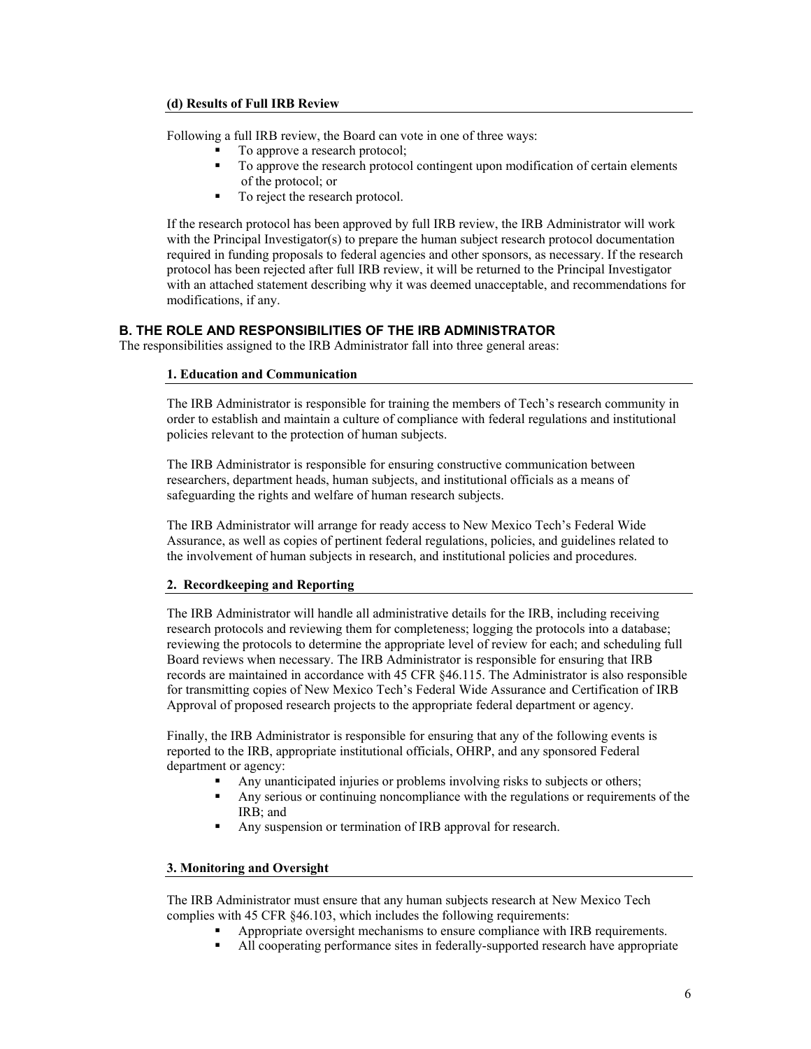#### (d) Results of Full IRB Review

Following a full IRB review, the Board can vote in one of three ways:

- To approve a research protocol;
- To approve the research protocol contingent upon modification of certain elements of the protocol; or
- To reject the research protocol.

If the research protocol has been approved by full IRB review, the IRB Administrator will work with the Principal Investigator(s) to prepare the human subject research protocol documentation required in funding proposals to federal agencies and other sponsors, as necessary. If the research protocol has been rejected after full IRB review, it will be returned to the Principal Investigator with an attached statement describing why it was deemed unacceptable, and recommendations for modifications, if any.

## B. THE ROLE AND RESPONSIBILITIES OF THE IRB ADMINISTRATOR

The responsibilities assigned to the IRB Administrator fall into three general areas:

#### 1. Education and Communication

The IRB Administrator is responsible for training the members of Tech's research community in order to establish and maintain a culture of compliance with federal regulations and institutional policies relevant to the protection of human subjects.

The IRB Administrator is responsible for ensuring constructive communication between researchers, department heads, human subjects, and institutional officials as a means of safeguarding the rights and welfare of human research subjects.

The IRB Administrator will arrange for ready access to New Mexico Tech's Federal Wide Assurance, as well as copies of pertinent federal regulations, policies, and guidelines related to the involvement of human subjects in research, and institutional policies and procedures.

#### 2. Recordkeeping and Reporting

The IRB Administrator will handle all administrative details for the IRB, including receiving research protocols and reviewing them for completeness; logging the protocols into a database; reviewing the protocols to determine the appropriate level of review for each; and scheduling full Board reviews when necessary. The IRB Administrator is responsible for ensuring that IRB records are maintained in accordance with 45 CFR §46.115. The Administrator is also responsible for transmitting copies of New Mexico Tech's Federal Wide Assurance and Certification of IRB Approval of proposed research projects to the appropriate federal department or agency.

Finally, the IRB Administrator is responsible for ensuring that any of the following events is reported to the IRB, appropriate institutional officials, OHRP, and any sponsored Federal department or agency:

- Any unanticipated injuries or problems involving risks to subjects or others;
- Any serious or continuing noncompliance with the regulations or requirements of the IRB; and
- Any suspension or termination of IRB approval for research.

#### 3. Monitoring and Oversight

The IRB Administrator must ensure that any human subjects research at New Mexico Tech complies with 45 CFR §46.103, which includes the following requirements:

- Appropriate oversight mechanisms to ensure compliance with IRB requirements.
- All cooperating performance sites in federally-supported research have appropriate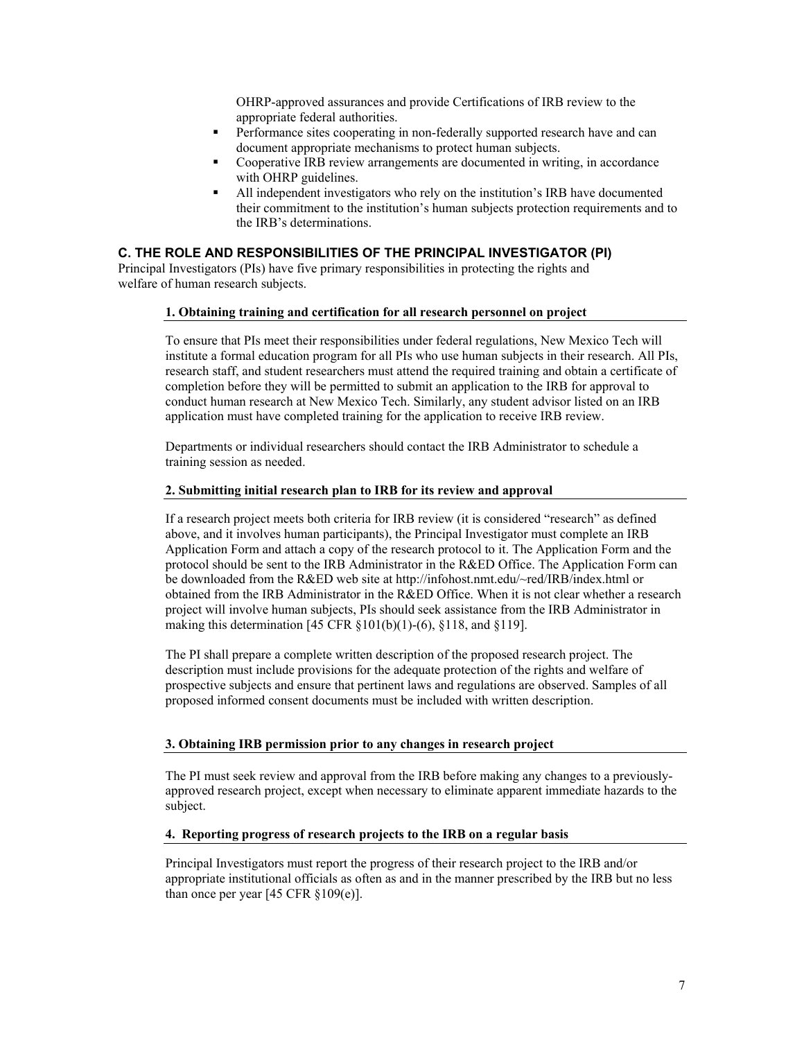OHRP-approved assurances and provide Certifications of IRB review to the appropriate federal authorities.

- Performance sites cooperating in non-federally supported research have and can document appropriate mechanisms to protect human subjects.
- Cooperative IRB review arrangements are documented in writing, in accordance with OHRP guidelines.
- All independent investigators who rely on the institution's IRB have documented their commitment to the institution's human subjects protection requirements and to the IRB's determinations.

## C. THE ROLE AND RESPONSIBILITIES OF THE PRINCIPAL INVESTIGATOR (PI)

Principal Investigators (PIs) have five primary responsibilities in protecting the rights and welfare of human research subjects.

### 1. Obtaining training and certification for all research personnel on project

To ensure that PIs meet their responsibilities under federal regulations, New Mexico Tech will institute a formal education program for all PIs who use human subjects in their research. All PIs, research staff, and student researchers must attend the required training and obtain a certificate of completion before they will be permitted to submit an application to the IRB for approval to conduct human research at New Mexico Tech. Similarly, any student advisor listed on an IRB application must have completed training for the application to receive IRB review.

Departments or individual researchers should contact the IRB Administrator to schedule a training session as needed.

### 2. Submitting initial research plan to IRB for its review and approval

If a research project meets both criteria for IRB review (it is considered "research" as defined above, and it involves human participants), the Principal Investigator must complete an IRB Application Form and attach a copy of the research protocol to it. The Application Form and the protocol should be sent to the IRB Administrator in the R&ED Office. The Application Form can be downloaded from the R&ED web site at http://infohost.nmt.edu/~red/IRB/index.html or obtained from the IRB Administrator in the R&ED Office. When it is not clear whether a research project will involve human subjects, PIs should seek assistance from the IRB Administrator in making this determination [45 CFR §101(b)(1)-(6), §118, and §119].

The PI shall prepare a complete written description of the proposed research project. The description must include provisions for the adequate protection of the rights and welfare of prospective subjects and ensure that pertinent laws and regulations are observed. Samples of all proposed informed consent documents must be included with written description.

### 3. Obtaining IRB permission prior to any changes in research project

The PI must seek review and approval from the IRB before making any changes to a previously-approved research project, except when necessary to eliminate apparent immediate hazards to the subject.

### 4. Reporting progress of research projects to the IRB on a regular basis

Principal Investigators must report the progress of their research project to the IRB and/or appropriate institutional officials as often as and in the manner prescribed by the IRB but no less than once per year [45 CFR §109(e)].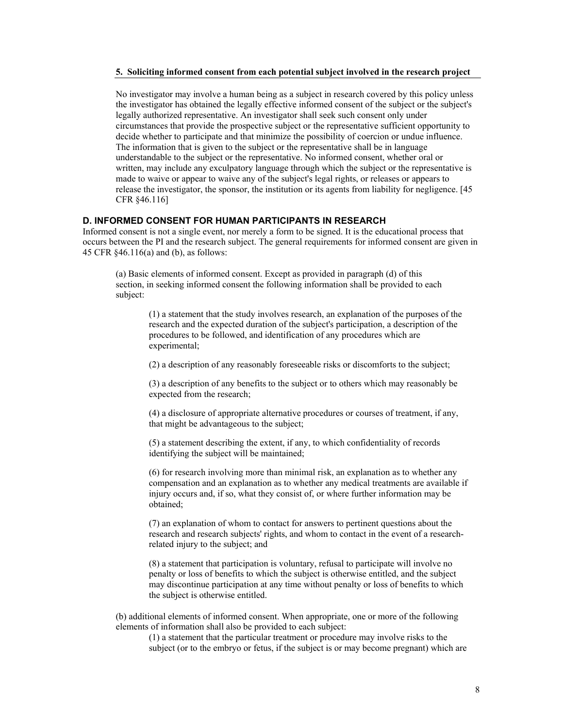#### 5. Soliciting informed consent from each potential subject involved in the research project

No investigator may involve a human being as a subject in research covered by this policy unless the investigator has obtained the legally effective informed consent of the subject or the subject's legally authorized representative. An investigator shall seek such consent only under circumstances that provide the prospective subject or the representative sufficient opportunity to decide whether to participate and that minimize the possibility of coercion or undue influence. The information that is given to the subject or the representative shall be in language understandable to the subject or the representative. No informed consent, whether oral or written, may include any exculpatory language through which the subject or the representative is made to waive or appear to waive any of the subject's legal rights, or releases or appears to release the investigator, the sponsor, the institution or its agents from liability for negligence. [45 CFR §46.116]

### D. INFORMED CONSENT FOR HUMAN PARTICIPANTS IN RESEARCH

Informed consent is not a single event, nor merely a form to be signed. It is the educational process that occurs between the PI and the research subject. The general requirements for informed consent are given in 45 CFR §46.116(a) and (b), as follows:

> (a) Basic elements of informed consent. Except as provided in paragraph (d) of this section, in seeking informed consent the following information shall be provided to each subject:
>
> > (1) a statement that the study involves research, an explanation of the purposes of the research and the expected duration of the subject's participation, a description of the procedures to be followed, and identification of any procedures which are experimental;
> >
> > (2) a description of any reasonably foreseeable risks or discomforts to the subject;
> >
> > (3) a description of any benefits to the subject or to others which may reasonably be expected from the research;
> >
> > (4) a disclosure of appropriate alternative procedures or courses of treatment, if any, that might be advantageous to the subject;
> >
> > (5) a statement describing the extent, if any, to which confidentiality of records identifying the subject will be maintained;
> >
> > (6) for research involving more than minimal risk, an explanation as to whether any compensation and an explanation as to whether any medical treatments are available if injury occurs and, if so, what they consist of, or where further information may be obtained;
> >
> > (7) an explanation of whom to contact for answers to pertinent questions about the research and research subjects' rights, and whom to contact in the event of a research-related injury to the subject; and
> >
> > (8) a statement that participation is voluntary, refusal to participate will involve no penalty or loss of benefits to which the subject is otherwise entitled, and the subject may discontinue participation at any time without penalty or loss of benefits to which the subject is otherwise entitled.
>
> (b) additional elements of informed consent. When appropriate, one or more of the following elements of information shall also be provided to each subject:
>
> > (1) a statement that the particular treatment or procedure may involve risks to the subject (or to the embryo or fetus, if the subject is or may become pregnant) which are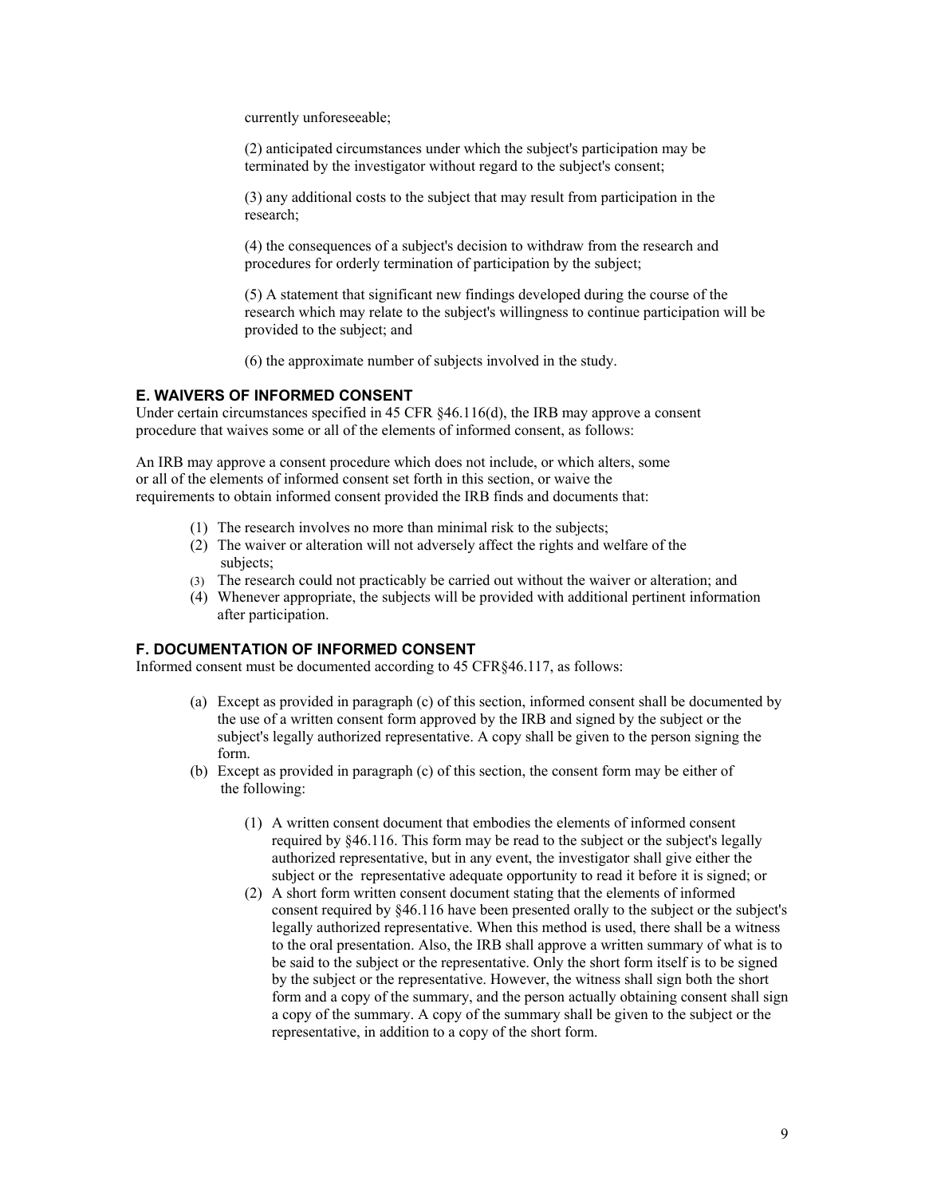currently unforeseeable;

(2) anticipated circumstances under which the subject's participation may be terminated by the investigator without regard to the subject's consent;

(3) any additional costs to the subject that may result from participation in the research;

(4) the consequences of a subject's decision to withdraw from the research and procedures for orderly termination of participation by the subject;

(5) A statement that significant new findings developed during the course of the research which may relate to the subject's willingness to continue participation will be provided to the subject; and

(6) the approximate number of subjects involved in the study.

### E. WAIVERS OF INFORMED CONSENT

Under certain circumstances specified in 45 CFR §46.116(d), the IRB may approve a consent procedure that waives some or all of the elements of informed consent, as follows:

An IRB may approve a consent procedure which does not include, or which alters, some or all of the elements of informed consent set forth in this section, or waive the requirements to obtain informed consent provided the IRB finds and documents that:

1. The research involves no more than minimal risk to the subjects;
2. The waiver or alteration will not adversely affect the rights and welfare of the subjects;
3. The research could not practicably be carried out without the waiver or alteration; and
4. Whenever appropriate, the subjects will be provided with additional pertinent information after participation.

### F. DOCUMENTATION OF INFORMED CONSENT

Informed consent must be documented according to 45 CFR§46.117, as follows:

(a) Except as provided in paragraph (c) of this section, informed consent shall be documented by the use of a written consent form approved by the IRB and signed by the subject or the subject's legally authorized representative. A copy shall be given to the person signing the form.

(b) Except as provided in paragraph (c) of this section, the consent form may be either of the following:

(1) A written consent document that embodies the elements of informed consent required by §46.116. This form may be read to the subject or the subject's legally authorized representative, but in any event, the investigator shall give either the subject or the representative adequate opportunity to read it before it is signed; or

(2) A short form written consent document stating that the elements of informed consent required by §46.116 have been presented orally to the subject or the subject's legally authorized representative. When this method is used, there shall be a witness to the oral presentation. Also, the IRB shall approve a written summary of what is to be said to the subject or the representative. Only the short form itself is to be signed by the subject or the representative. However, the witness shall sign both the short form and a copy of the summary, and the person actually obtaining consent shall sign a copy of the summary. A copy of the summary shall be given to the subject or the representative, in addition to a copy of the short form.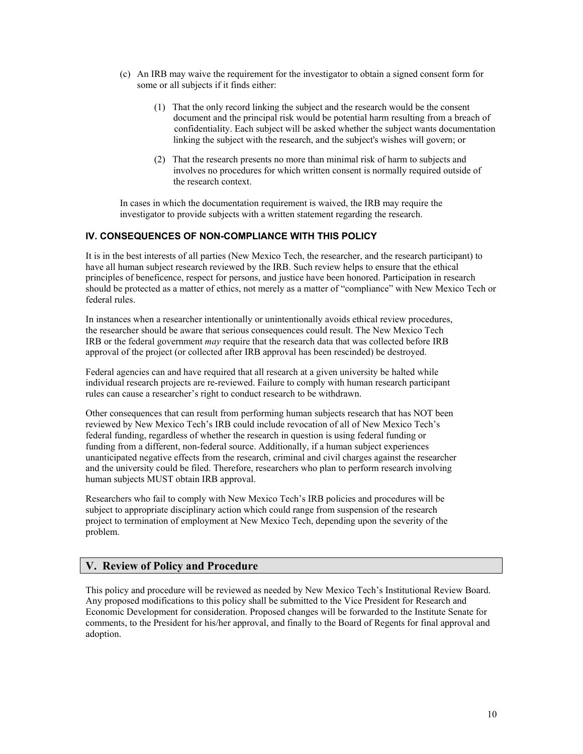(c) An IRB may waive the requirement for the investigator to obtain a signed consent form for some or all subjects if it finds either:

   (1) That the only record linking the subject and the research would be the consent document and the principal risk would be potential harm resulting from a breach of confidentiality. Each subject will be asked whether the subject wants documentation linking the subject with the research, and the subject's wishes will govern; or

   (2) That the research presents no more than minimal risk of harm to subjects and involves no procedures for which written consent is normally required outside of the research context.

In cases in which the documentation requirement is waived, the IRB may require the investigator to provide subjects with a written statement regarding the research.

### IV. CONSEQUENCES OF NON-COMPLIANCE WITH THIS POLICY

It is in the best interests of all parties (New Mexico Tech, the researcher, and the research participant) to have all human subject research reviewed by the IRB. Such review helps to ensure that the ethical principles of beneficence, respect for persons, and justice have been honored. Participation in research should be protected as a matter of ethics, not merely as a matter of "compliance" with New Mexico Tech or federal rules.

In instances when a researcher intentionally or unintentionally avoids ethical review procedures, the researcher should be aware that serious consequences could result. The New Mexico Tech IRB or the federal government *may* require that the research data that was collected before IRB approval of the project (or collected after IRB approval has been rescinded) be destroyed.

Federal agencies can and have required that all research at a given university be halted while individual research projects are re-reviewed. Failure to comply with human research participant rules can cause a researcher's right to conduct research to be withdrawn.

Other consequences that can result from performing human subjects research that has NOT been reviewed by New Mexico Tech's IRB could include revocation of all of New Mexico Tech's federal funding, regardless of whether the research in question is using federal funding or funding from a different, non-federal source. Additionally, if a human subject experiences unanticipated negative effects from the research, criminal and civil charges against the researcher and the university could be filed. Therefore, researchers who plan to perform research involving human subjects MUST obtain IRB approval.

Researchers who fail to comply with New Mexico Tech's IRB policies and procedures will be subject to appropriate disciplinary action which could range from suspension of the research project to termination of employment at New Mexico Tech, depending upon the severity of the problem.

## V. Review of Policy and Procedure

This policy and procedure will be reviewed as needed by New Mexico Tech's Institutional Review Board. Any proposed modifications to this policy shall be submitted to the Vice President for Research and Economic Development for consideration. Proposed changes will be forwarded to the Institute Senate for comments, to the President for his/her approval, and finally to the Board of Regents for final approval and adoption.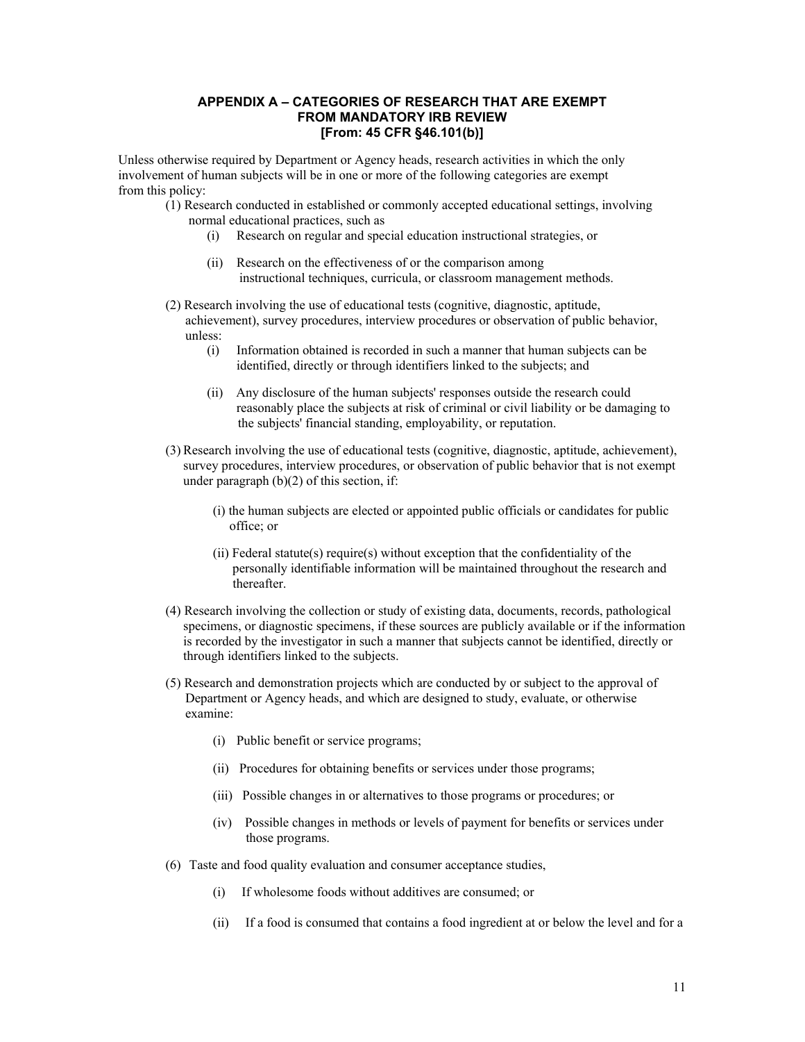### APPENDIX A – CATEGORIES OF RESEARCH THAT ARE EXEMPT FROM MANDATORY IRB REVIEW [From: 45 CFR §46.101(b)]

Unless otherwise required by Department or Agency heads, research activities in which the only involvement of human subjects will be in one or more of the following categories are exempt from this policy:

(1) Research conducted in established or commonly accepted educational settings, involving normal educational practices, such as

- (i) Research on regular and special education instructional strategies, or
- (ii) Research on the effectiveness of or the comparison among instructional techniques, curricula, or classroom management methods.

(2) Research involving the use of educational tests (cognitive, diagnostic, aptitude, achievement), survey procedures, interview procedures or observation of public behavior, unless:

- (i) Information obtained is recorded in such a manner that human subjects can be identified, directly or through identifiers linked to the subjects; and
- (ii) Any disclosure of the human subjects' responses outside the research could reasonably place the subjects at risk of criminal or civil liability or be damaging to the subjects' financial standing, employability, or reputation.

(3) Research involving the use of educational tests (cognitive, diagnostic, aptitude, achievement), survey procedures, interview procedures, or observation of public behavior that is not exempt under paragraph (b)(2) of this section, if:

- (i) the human subjects are elected or appointed public officials or candidates for public office; or
- (ii) Federal statute(s) require(s) without exception that the confidentiality of the personally identifiable information will be maintained throughout the research and thereafter.

(4) Research involving the collection or study of existing data, documents, records, pathological specimens, or diagnostic specimens, if these sources are publicly available or if the information is recorded by the investigator in such a manner that subjects cannot be identified, directly or through identifiers linked to the subjects.

(5) Research and demonstration projects which are conducted by or subject to the approval of Department or Agency heads, and which are designed to study, evaluate, or otherwise examine:

- (i) Public benefit or service programs;
- (ii) Procedures for obtaining benefits or services under those programs;
- (iii) Possible changes in or alternatives to those programs or procedures; or
- (iv) Possible changes in methods or levels of payment for benefits or services under those programs.

(6) Taste and food quality evaluation and consumer acceptance studies,

- (i) If wholesome foods without additives are consumed; or
- (ii) If a food is consumed that contains a food ingredient at or below the level and for a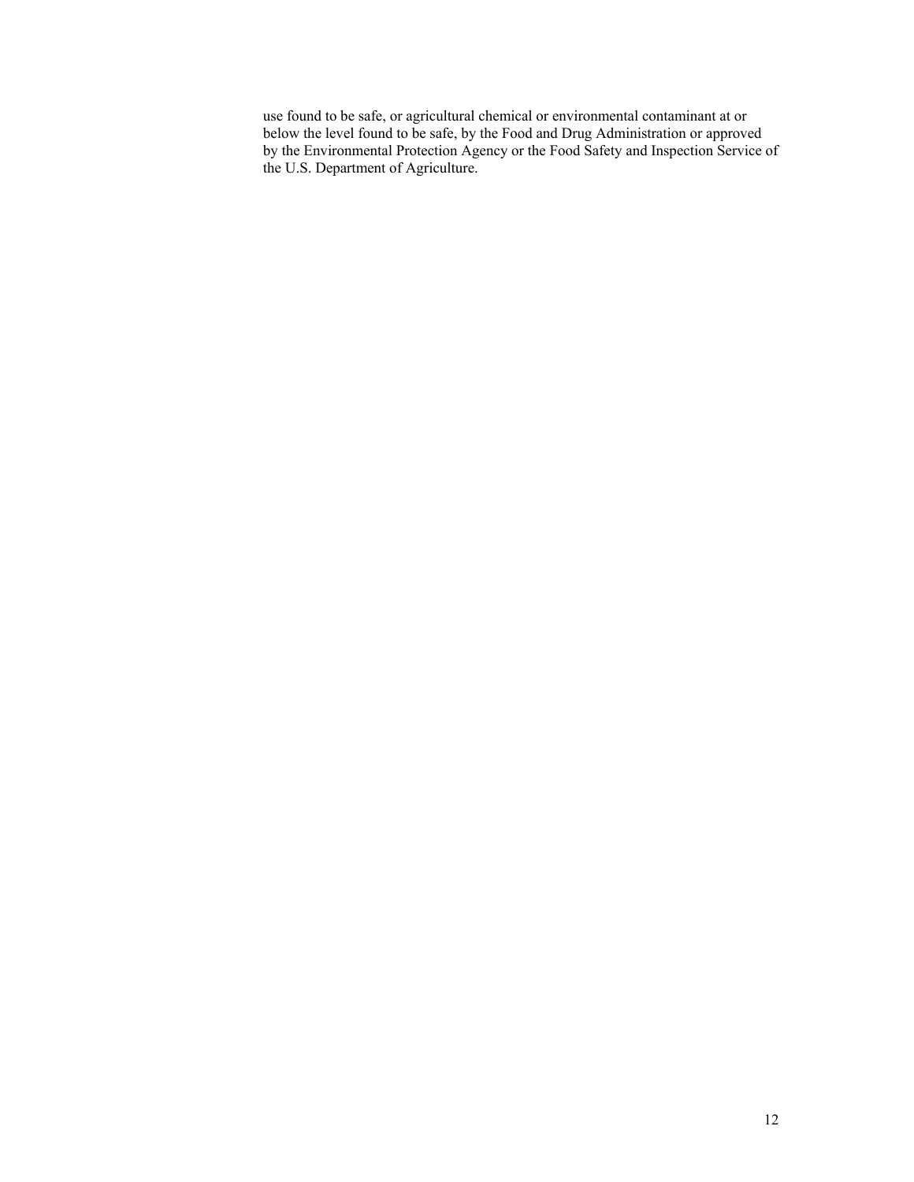use found to be safe, or agricultural chemical or environmental contaminant at or below the level found to be safe, by the Food and Drug Administration or approved by the Environmental Protection Agency or the Food Safety and Inspection Service of the U.S. Department of Agriculture.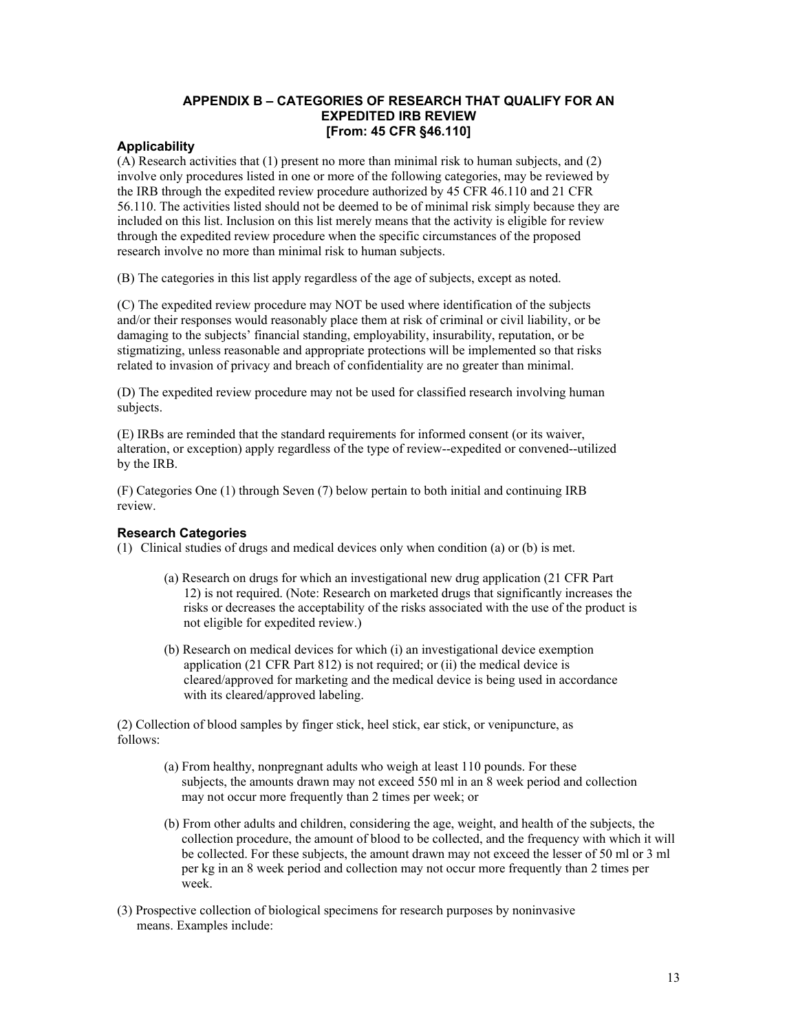### APPENDIX B – CATEGORIES OF RESEARCH THAT QUALIFY FOR AN EXPEDITED IRB REVIEW
### [From: 45 CFR §46.110]

**Applicability**

(A) Research activities that (1) present no more than minimal risk to human subjects, and (2) involve only procedures listed in one or more of the following categories, may be reviewed by the IRB through the expedited review procedure authorized by 45 CFR 46.110 and 21 CFR 56.110. The activities listed should not be deemed to be of minimal risk simply because they are included on this list. Inclusion on this list merely means that the activity is eligible for review through the expedited review procedure when the specific circumstances of the proposed research involve no more than minimal risk to human subjects.

(B) The categories in this list apply regardless of the age of subjects, except as noted.

(C) The expedited review procedure may NOT be used where identification of the subjects and/or their responses would reasonably place them at risk of criminal or civil liability, or be damaging to the subjects' financial standing, employability, insurability, reputation, or be stigmatizing, unless reasonable and appropriate protections will be implemented so that risks related to invasion of privacy and breach of confidentiality are no greater than minimal.

(D) The expedited review procedure may not be used for classified research involving human subjects.

(E) IRBs are reminded that the standard requirements for informed consent (or its waiver, alteration, or exception) apply regardless of the type of review--expedited or convened--utilized by the IRB.

(F) Categories One (1) through Seven (7) below pertain to both initial and continuing IRB review.

**Research Categories**

(1) Clinical studies of drugs and medical devices only when condition (a) or (b) is met.

(a) Research on drugs for which an investigational new drug application (21 CFR Part 12) is not required. (Note: Research on marketed drugs that significantly increases the risks or decreases the acceptability of the risks associated with the use of the product is not eligible for expedited review.)

(b) Research on medical devices for which (i) an investigational device exemption application (21 CFR Part 812) is not required; or (ii) the medical device is cleared/approved for marketing and the medical device is being used in accordance with its cleared/approved labeling.

(2) Collection of blood samples by finger stick, heel stick, ear stick, or venipuncture, as follows:

(a) From healthy, nonpregnant adults who weigh at least 110 pounds. For these subjects, the amounts drawn may not exceed 550 ml in an 8 week period and collection may not occur more frequently than 2 times per week; or

(b) From other adults and children, considering the age, weight, and health of the subjects, the collection procedure, the amount of blood to be collected, and the frequency with which it will be collected. For these subjects, the amount drawn may not exceed the lesser of 50 ml or 3 ml per kg in an 8 week period and collection may not occur more frequently than 2 times per week.

(3) Prospective collection of biological specimens for research purposes by noninvasive means. Examples include: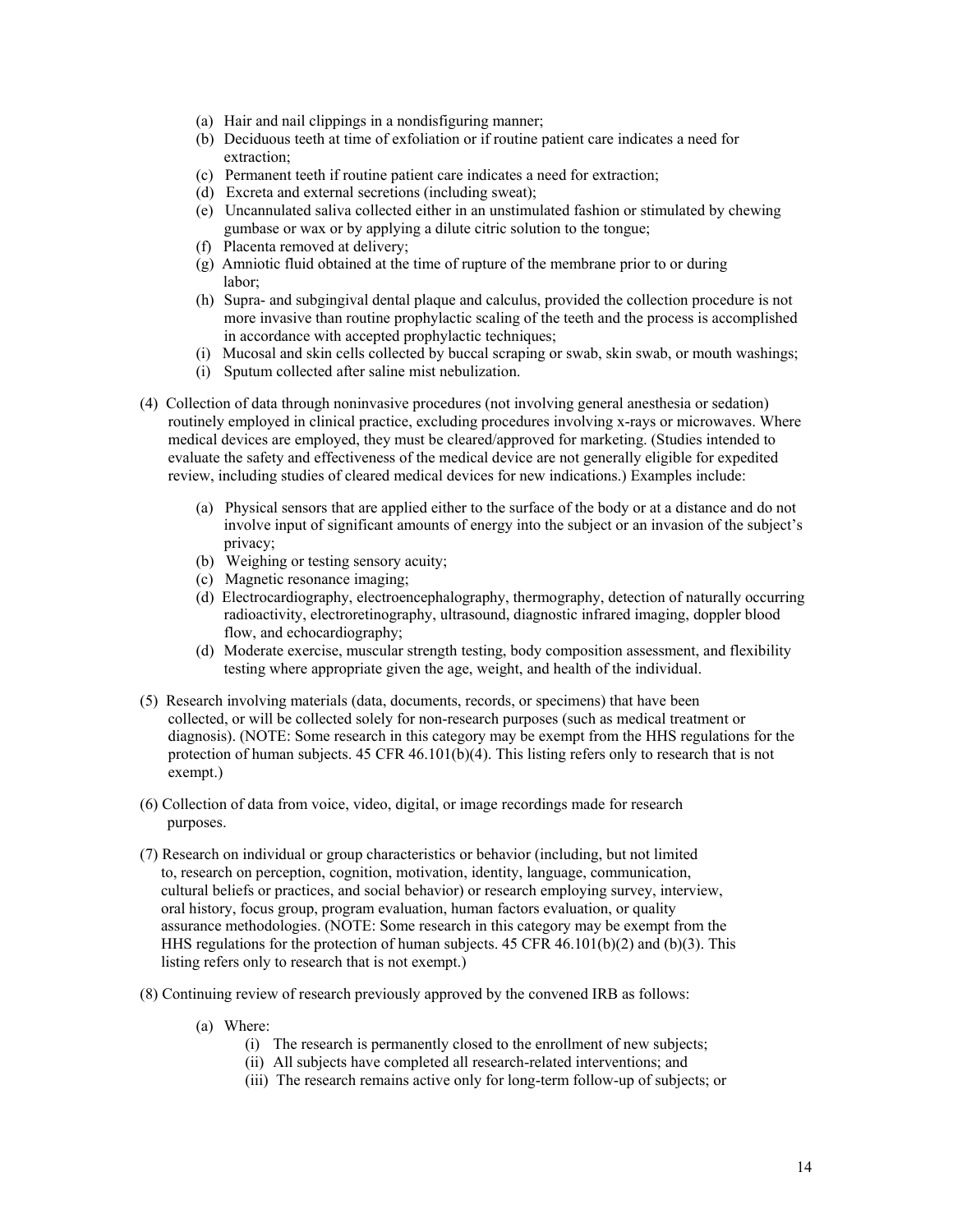(a) Hair and nail clippings in a nondisfiguring manner;
(b) Deciduous teeth at time of exfoliation or if routine patient care indicates a need for extraction;
(c) Permanent teeth if routine patient care indicates a need for extraction;
(d) Excreta and external secretions (including sweat);
(e) Uncannulated saliva collected either in an unstimulated fashion or stimulated by chewing gumbase or wax or by applying a dilute citric solution to the tongue;
(f) Placenta removed at delivery;
(g) Amniotic fluid obtained at the time of rupture of the membrane prior to or during labor;
(h) Supra- and subgingival dental plaque and calculus, provided the collection procedure is not more invasive than routine prophylactic scaling of the teeth and the process is accomplished in accordance with accepted prophylactic techniques;
(i) Mucosal and skin cells collected by buccal scraping or swab, skin swab, or mouth washings;
(i) Sputum collected after saline mist nebulization.

(4) Collection of data through noninvasive procedures (not involving general anesthesia or sedation) routinely employed in clinical practice, excluding procedures involving x-rays or microwaves. Where medical devices are employed, they must be cleared/approved for marketing. (Studies intended to evaluate the safety and effectiveness of the medical device are not generally eligible for expedited review, including studies of cleared medical devices for new indications.) Examples include:

(a) Physical sensors that are applied either to the surface of the body or at a distance and do not involve input of significant amounts of energy into the subject or an invasion of the subject's privacy;
(b) Weighing or testing sensory acuity;
(c) Magnetic resonance imaging;
(d) Electrocardiography, electroencephalography, thermography, detection of naturally occurring radioactivity, electroretinography, ultrasound, diagnostic infrared imaging, doppler blood flow, and echocardiography;
(d) Moderate exercise, muscular strength testing, body composition assessment, and flexibility testing where appropriate given the age, weight, and health of the individual.

(5) Research involving materials (data, documents, records, or specimens) that have been collected, or will be collected solely for non-research purposes (such as medical treatment or diagnosis). (NOTE: Some research in this category may be exempt from the HHS regulations for the protection of human subjects. 45 CFR 46.101(b)(4). This listing refers only to research that is not exempt.)

(6) Collection of data from voice, video, digital, or image recordings made for research purposes.

(7) Research on individual or group characteristics or behavior (including, but not limited to, research on perception, cognition, motivation, identity, language, communication, cultural beliefs or practices, and social behavior) or research employing survey, interview, oral history, focus group, program evaluation, human factors evaluation, or quality assurance methodologies. (NOTE: Some research in this category may be exempt from the HHS regulations for the protection of human subjects. 45 CFR 46.101(b)(2) and (b)(3). This listing refers only to research that is not exempt.)

(8) Continuing review of research previously approved by the convened IRB as follows:

(a) Where:
  (i) The research is permanently closed to the enrollment of new subjects;
  (ii) All subjects have completed all research-related interventions; and
  (iii) The research remains active only for long-term follow-up of subjects; or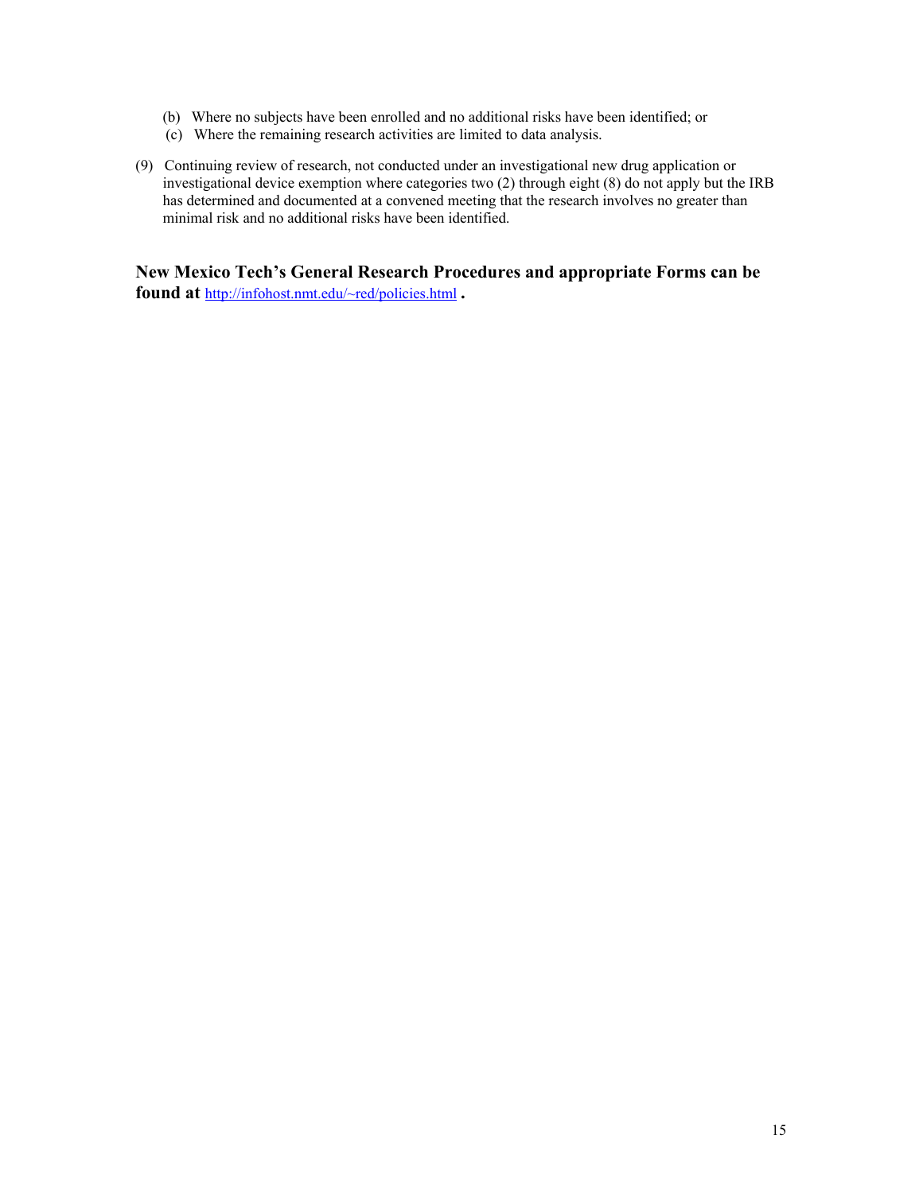(b) Where no subjects have been enrolled and no additional risks have been identified; or

(c) Where the remaining research activities are limited to data analysis.

(9) Continuing review of research, not conducted under an investigational new drug application or investigational device exemption where categories two (2) through eight (8) do not apply but the IRB has determined and documented at a convened meeting that the research involves no greater than minimal risk and no additional risks have been identified.

**New Mexico Tech's General Research Procedures and appropriate Forms can be found at** http://infohost.nmt.edu/~red/policies.html **.**